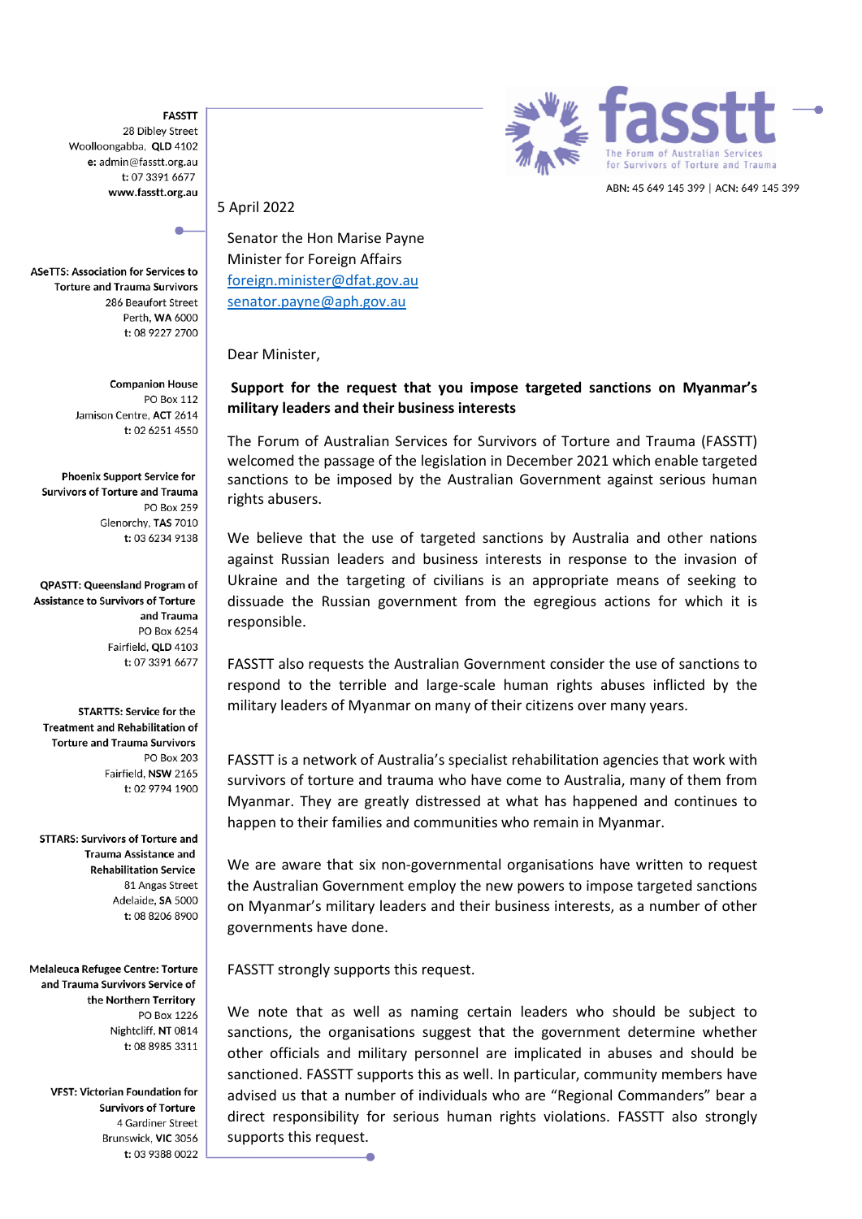**FASSTT**
28 Dibley Street
Woolloongabba, **QLD** 4102
**e:** admin@fasstt.org.au
**t:** 07 3391 6677
**www.fasstt.org.au**

**ASeTTS: Association for Services to Torture and Trauma Survivors**
286 Beaufort Street
Perth, **WA** 6000
**t:** 08 9227 2700

**Companion House**
PO Box 112
Jamison Centre, **ACT** 2614
**t:** 02 6251 4550

**Phoenix Support Service for Survivors of Torture and Trauma**
PO Box 259
Glenorchy, **TAS** 7010
**t:** 03 6234 9138

**QPASTT: Queensland Program of Assistance to Survivors of Torture and Trauma**
PO Box 6254
Fairfield, **QLD** 4103
**t:** 07 3391 6677

**STARTTS: Service for the Treatment and Rehabilitation of Torture and Trauma Survivors**
PO Box 203
Fairfield, **NSW** 2165
**t:** 02 9794 1900

**STTARS: Survivors of Torture and Trauma Assistance and Rehabilitation Service**
81 Angas Street
Adelaide, **SA** 5000
**t:** 08 8206 8900

**Melaleuca Refugee Centre: Torture and Trauma Survivors Service of the Northern Territory**
PO Box 1226
Nightcliff, **NT** 0814
**t:** 08 8985 3311

**VFST: Victorian Foundation for Survivors of Torture**
4 Gardiner Street
Brunswick, **VIC** 3056
**t:** 03 9388 0022

fasstt
The Forum of Australian Services for Survivors of Torture and Trauma

ABN: 45 649 145 399 | ACN: 649 145 399

5 April 2022

Senator the Hon Marise Payne
Minister for Foreign Affairs
foreign.minister@dfat.gov.au
senator.payne@aph.gov.au

Dear Minister,

**Support for the request that you impose targeted sanctions on Myanmar's military leaders and their business interests**

The Forum of Australian Services for Survivors of Torture and Trauma (FASSTT) welcomed the passage of the legislation in December 2021 which enable targeted sanctions to be imposed by the Australian Government against serious human rights abusers.

We believe that the use of targeted sanctions by Australia and other nations against Russian leaders and business interests in response to the invasion of Ukraine and the targeting of civilians is an appropriate means of seeking to dissuade the Russian government from the egregious actions for which it is responsible.

FASSTT also requests the Australian Government consider the use of sanctions to respond to the terrible and large-scale human rights abuses inflicted by the military leaders of Myanmar on many of their citizens over many years.

FASSTT is a network of Australia's specialist rehabilitation agencies that work with survivors of torture and trauma who have come to Australia, many of them from Myanmar. They are greatly distressed at what has happened and continues to happen to their families and communities who remain in Myanmar.

We are aware that six non-governmental organisations have written to request the Australian Government employ the new powers to impose targeted sanctions on Myanmar's military leaders and their business interests, as a number of other governments have done.

FASSTT strongly supports this request.

We note that as well as naming certain leaders who should be subject to sanctions, the organisations suggest that the government determine whether other officials and military personnel are implicated in abuses and should be sanctioned. FASSTT supports this as well. In particular, community members have advised us that a number of individuals who are "Regional Commanders" bear a direct responsibility for serious human rights violations. FASSTT also strongly supports this request.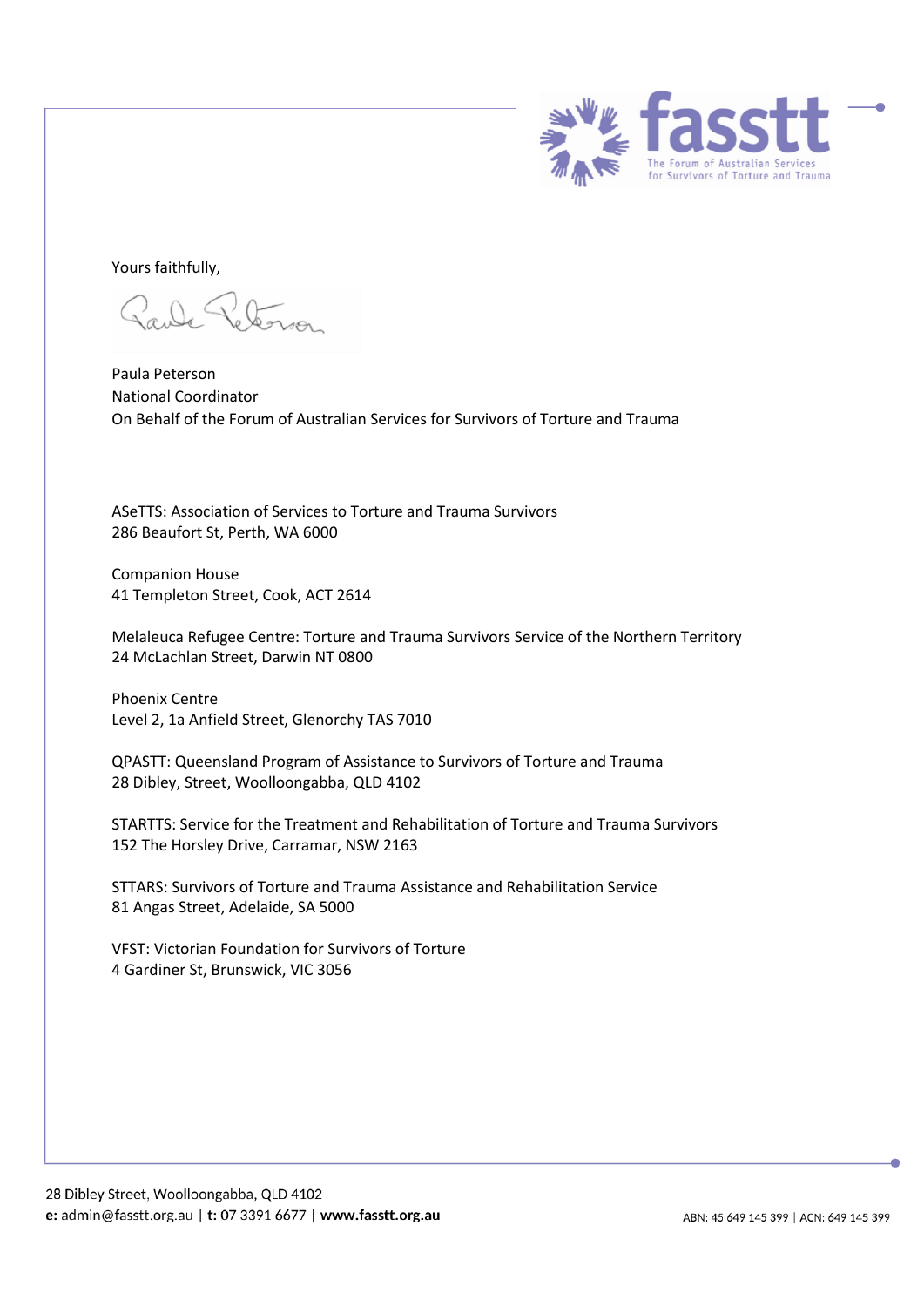Yours faithfully,

Paula Peterson
National Coordinator
On Behalf of the Forum of Australian Services for Survivors of Torture and Trauma

ASeTTS: Association of Services to Torture and Trauma Survivors
286 Beaufort St, Perth, WA 6000

Companion House
41 Templeton Street, Cook, ACT 2614

Melaleuca Refugee Centre: Torture and Trauma Survivors Service of the Northern Territory
24 McLachlan Street, Darwin NT 0800

Phoenix Centre
Level 2, 1a Anfield Street, Glenorchy TAS 7010

QPASTT: Queensland Program of Assistance to Survivors of Torture and Trauma
28 Dibley, Street, Woolloongabba, QLD 4102

STARTTS: Service for the Treatment and Rehabilitation of Torture and Trauma Survivors
152 The Horsley Drive, Carramar, NSW 2163

STTARS: Survivors of Torture and Trauma Assistance and Rehabilitation Service
81 Angas Street, Adelaide, SA 5000

VFST: Victorian Foundation for Survivors of Torture
4 Gardiner St, Brunswick, VIC 3056